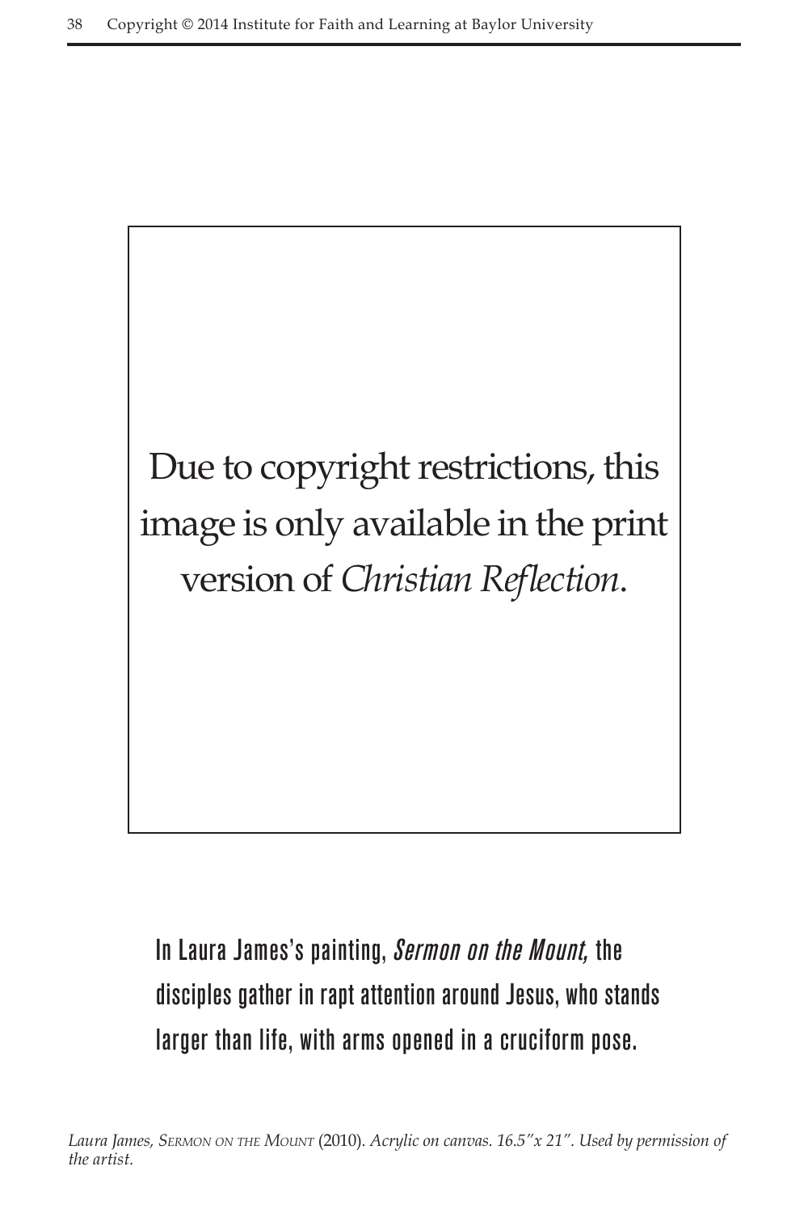Due to copyright restrictions, this image is only available in the print version of *Christian Reflection*.

In Laura James's painting, *Sermon on the Mount,* the disciples gather in rapt attention around Jesus, who stands larger than life, with arms opened in a cruciform pose.

*Laura James, S*ERMON ON THE MOUNT *(2010). Acrylic on canvas. 16.5″x 21″. Used by permission of the artist.*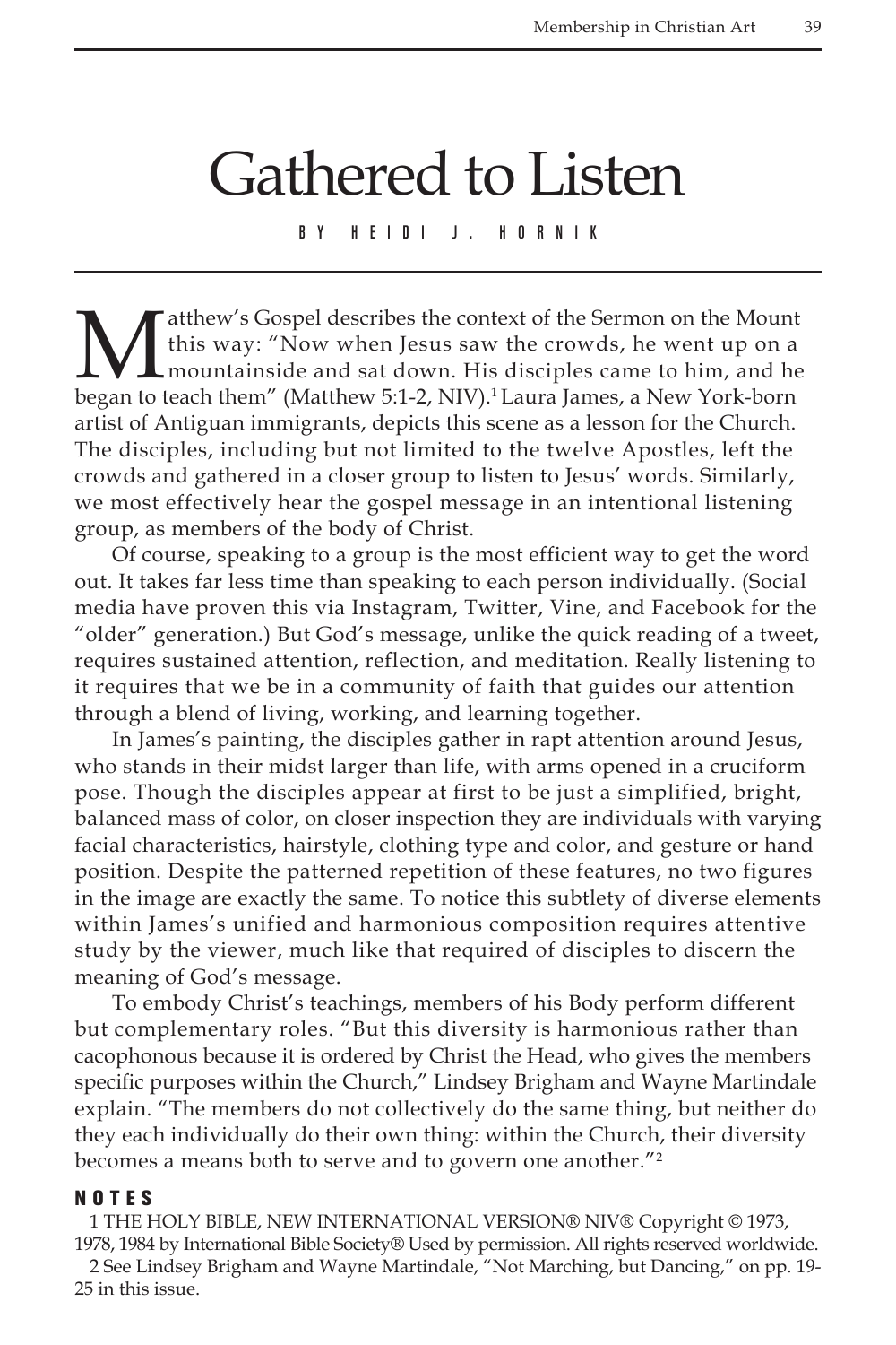# Gathered to Listen

BY HEIDI J. HORNIK

Matthew's Gospel describes the context of the Sermon on the Mount this way: "Now when Jesus saw the crowds, he went up on a mountainside and sat down. His disciples came to him, and he began to teach them" (Matthew 5:1-2, NIV).[1] Laura James, a New York-born artist of Antiguan immigrants, depicts this scene as a lesson for the Church. The disciples, including but not limited to the twelve Apostles, left the crowds and gathered in a closer group to listen to Jesus' words. Similarly, we most effectively hear the gospel message in an intentional listening group, as members of the body of Christ.

Of course, speaking to a group is the most efficient way to get the word out. It takes far less time than speaking to each person individually. (Social media have proven this via Instagram, Twitter, Vine, and Facebook for the "older" generation.) But God's message, unlike the quick reading of a tweet, requires sustained attention, reflection, and meditation. Really listening to it requires that we be in a community of faith that guides our attention through a blend of living, working, and learning together.

In James's painting, the disciples gather in rapt attention around Jesus, who stands in their midst larger than life, with arms opened in a cruciform pose. Though the disciples appear at first to be just a simplified, bright, balanced mass of color, on closer inspection they are individuals with varying facial characteristics, hairstyle, clothing type and color, and gesture or hand position. Despite the patterned repetition of these features, no two figures in the image are exactly the same. To notice this subtlety of diverse elements within James's unified and harmonious composition requires attentive study by the viewer, much like that required of disciples to discern the meaning of God's message.

To embody Christ's teachings, members of his Body perform different but complementary roles. "But this diversity is harmonious rather than cacophonous because it is ordered by Christ the Head, who gives the members specific purposes within the Church," Lindsey Brigham and Wayne Martindale explain. "The members do not collectively do the same thing, but neither do they each individually do their own thing: within the Church, their diversity becomes a means both to serve and to govern one another."[2]

## NOTES

1 THE HOLY BIBLE, NEW INTERNATIONAL VERSION® NIV® Copyright © 1973, 1978, 1984 by International Bible Society® Used by permission. All rights reserved worldwide.

2 See Lindsey Brigham and Wayne Martindale, "Not Marching, but Dancing," on pp. 19-25 in this issue.